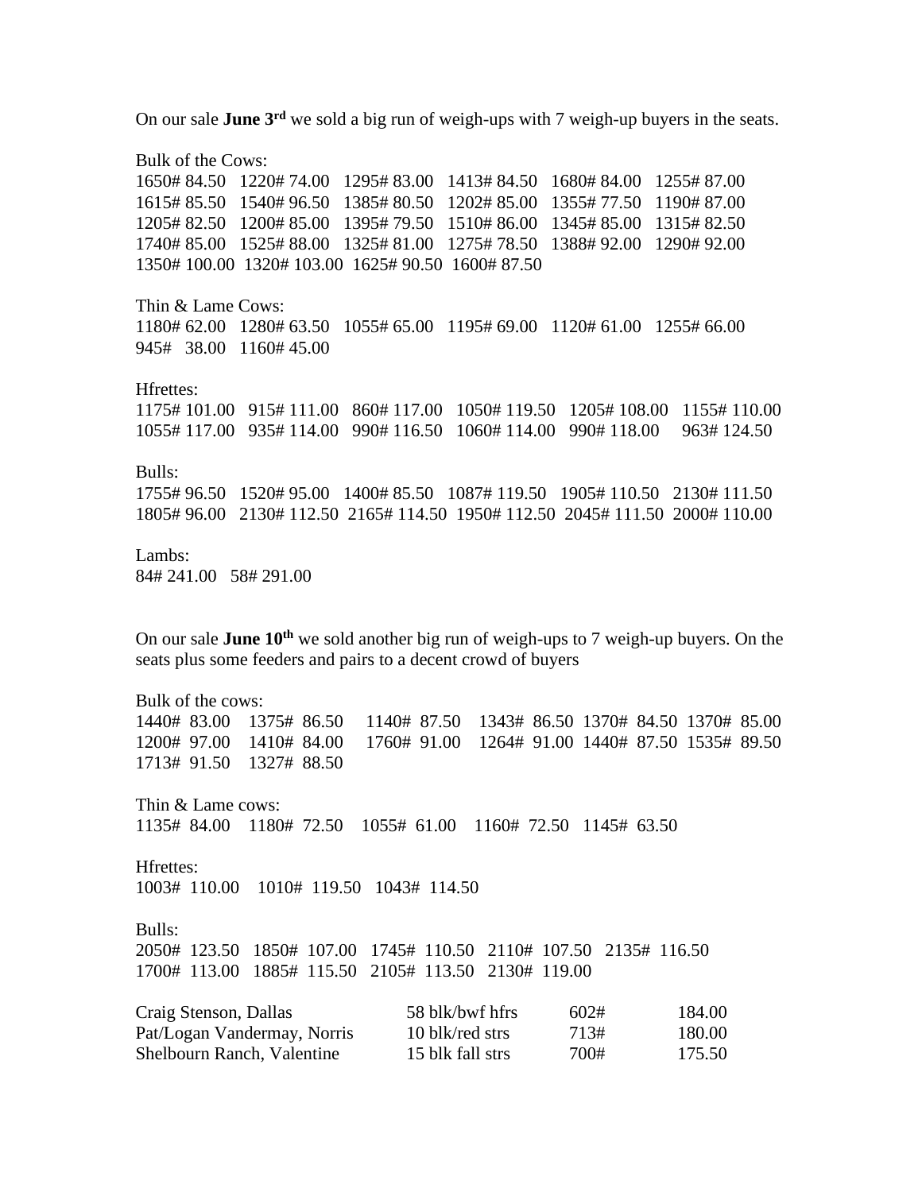On our sale **June 3rd** we sold a big run of weigh-ups with 7 weigh-up buyers in the seats.

Bulk of the Cows:
1650# 84.50   1220# 74.00   1295# 83.00   1413# 84.50   1680# 84.00   1255# 87.00
1615# 85.50   1540# 96.50   1385# 80.50   1202# 85.00   1355# 77.50   1190# 87.00
1205# 82.50   1200# 85.00   1395# 79.50   1510# 86.00   1345# 85.00   1315# 82.50
1740# 85.00   1525# 88.00   1325# 81.00   1275# 78.50   1388# 92.00   1290# 92.00
1350# 100.00   1320# 103.00   1625# 90.50   1600# 87.50

Thin & Lame Cows:
1180# 62.00   1280# 63.50   1055# 65.00   1195# 69.00   1120# 61.00   1255# 66.00
945# 38.00   1160# 45.00

Hfrettes:
1175# 101.00   915# 111.00   860# 117.00   1050# 119.50   1205# 108.00   1155# 110.00
1055# 117.00   935# 114.00   990# 116.50   1060# 114.00   990# 118.00   963# 124.50

Bulls:
1755# 96.50   1520# 95.00   1400# 85.50   1087# 119.50   1905# 110.50   2130# 111.50
1805# 96.00   2130# 112.50   2165# 114.50   1950# 112.50   2045# 111.50   2000# 110.00

Lambs:
84# 241.00   58# 291.00

On our sale **June 10th** we sold another big run of weigh-ups to 7 weigh-up buyers. On the seats plus some feeders and pairs to a decent crowd of buyers

Bulk of the cows:
1440# 83.00   1375# 86.50   1140# 87.50   1343# 86.50   1370# 84.50   1370# 85.00
1200# 97.00   1410# 84.00   1760# 91.00   1264# 91.00   1440# 87.50   1535# 89.50
1713# 91.50   1327# 88.50

Thin & Lame cows:
1135# 84.00   1180# 72.50   1055# 61.00   1160# 72.50   1145# 63.50

Hfrettes:
1003# 110.00   1010# 119.50   1043# 114.50

Bulls:
2050# 123.50   1850# 107.00   1745# 110.50   2110# 107.50   2135# 116.50
1700# 113.00   1885# 115.50   2105# 113.50   2130# 119.00

| | | | |
|---|---|---|---|
| Craig Stenson, Dallas | 58 blk/bwf hfrs | 602# | 184.00 |
| Pat/Logan Vandermay, Norris | 10 blk/red strs | 713# | 180.00 |
| Shelbourn Ranch, Valentine | 15 blk fall strs | 700# | 175.50 |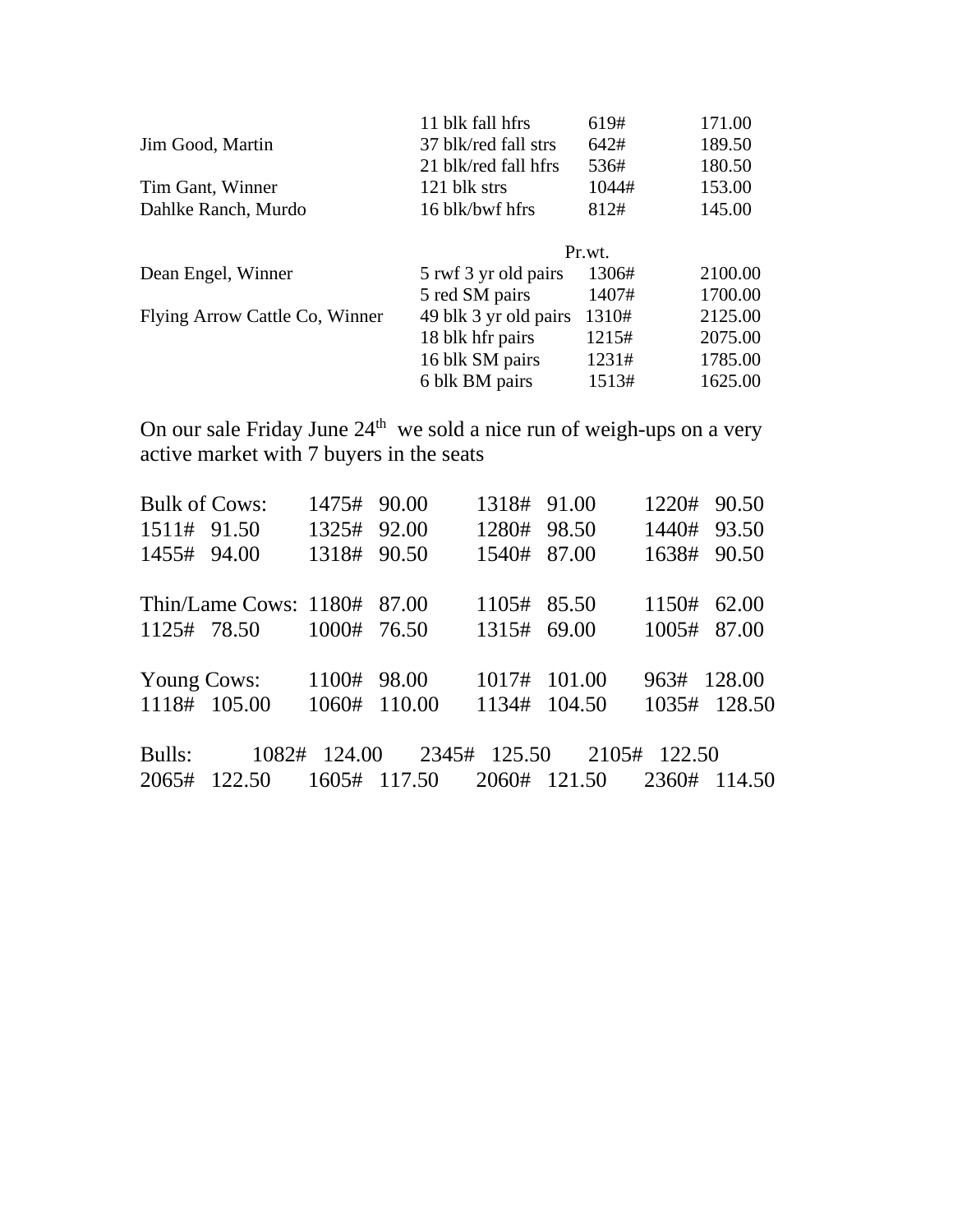| | | | |
|---|---|---|---|
| | 11 blk fall hfrs | 619# | 171.00 |
| Jim Good, Martin | 37 blk/red fall strs | 642# | 189.50 |
| | 21 blk/red fall hfrs | 536# | 180.50 |
| Tim Gant, Winner | 121 blk strs | 1044# | 153.00 |
| Dahlke Ranch, Murdo | 16 blk/bwf hfrs | 812# | 145.00 |
| | | Pr.wt. | |
| Dean Engel, Winner | 5 rwf 3 yr old pairs | 1306# | 2100.00 |
| | 5 red SM pairs | 1407# | 1700.00 |
| Flying Arrow Cattle Co, Winner | 49 blk 3 yr old pairs | 1310# | 2125.00 |
| | 18 blk hfr pairs | 1215# | 2075.00 |
| | 16 blk SM pairs | 1231# | 1785.00 |
| | 6 blk BM pairs | 1513# | 1625.00 |

On our sale Friday June 24th we sold a nice run of weigh-ups on a very active market with 7 buyers in the seats

Bulk of Cows: 1475# 90.00 1318# 91.00 1220# 90.50
1511# 91.50 1325# 92.00 1280# 98.50 1440# 93.50
1455# 94.00 1318# 90.50 1540# 87.00 1638# 90.50

Thin/Lame Cows: 1180# 87.00 1105# 85.50 1150# 62.00
1125# 78.50 1000# 76.50 1315# 69.00 1005# 87.00

Young Cows: 1100# 98.00 1017# 101.00 963# 128.00
1118# 105.00 1060# 110.00 1134# 104.50 1035# 128.50

Bulls: 1082# 124.00 2345# 125.50 2105# 122.50
2065# 122.50 1605# 117.50 2060# 121.50 2360# 114.50